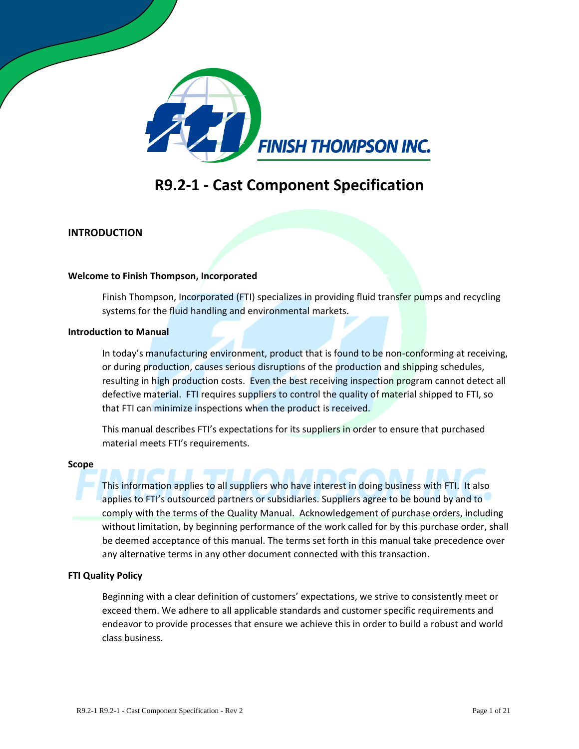# R9.2-1 - Cast Component Specification

## INTRODUCTION

### Welcome to Finish Thompson, Incorporated

Finish Thompson, Incorporated (FTI) specializes in providing fluid transfer pumps and recycling systems for the fluid handling and environmental markets.

### Introduction to Manual

In today's manufacturing environment, product that is found to be non-conforming at receiving, or during production, causes serious disruptions of the production and shipping schedules, resulting in high production costs. Even the best receiving inspection program cannot detect all defective material. FTI requires suppliers to control the quality of material shipped to FTI, so that FTI can minimize inspections when the product is received.

This manual describes FTI's expectations for its suppliers in order to ensure that purchased material meets FTI's requirements.

### Scope

This information applies to all suppliers who have interest in doing business with FTI. It also applies to FTI's outsourced partners or subsidiaries. Suppliers agree to be bound by and to comply with the terms of the Quality Manual. Acknowledgement of purchase orders, including without limitation, by beginning performance of the work called for by this purchase order, shall be deemed acceptance of this manual. The terms set forth in this manual take precedence over any alternative terms in any other document connected with this transaction.

### FTI Quality Policy

Beginning with a clear definition of customers' expectations, we strive to consistently meet or exceed them. We adhere to all applicable standards and customer specific requirements and endeavor to provide processes that ensure we achieve this in order to build a robust and world class business.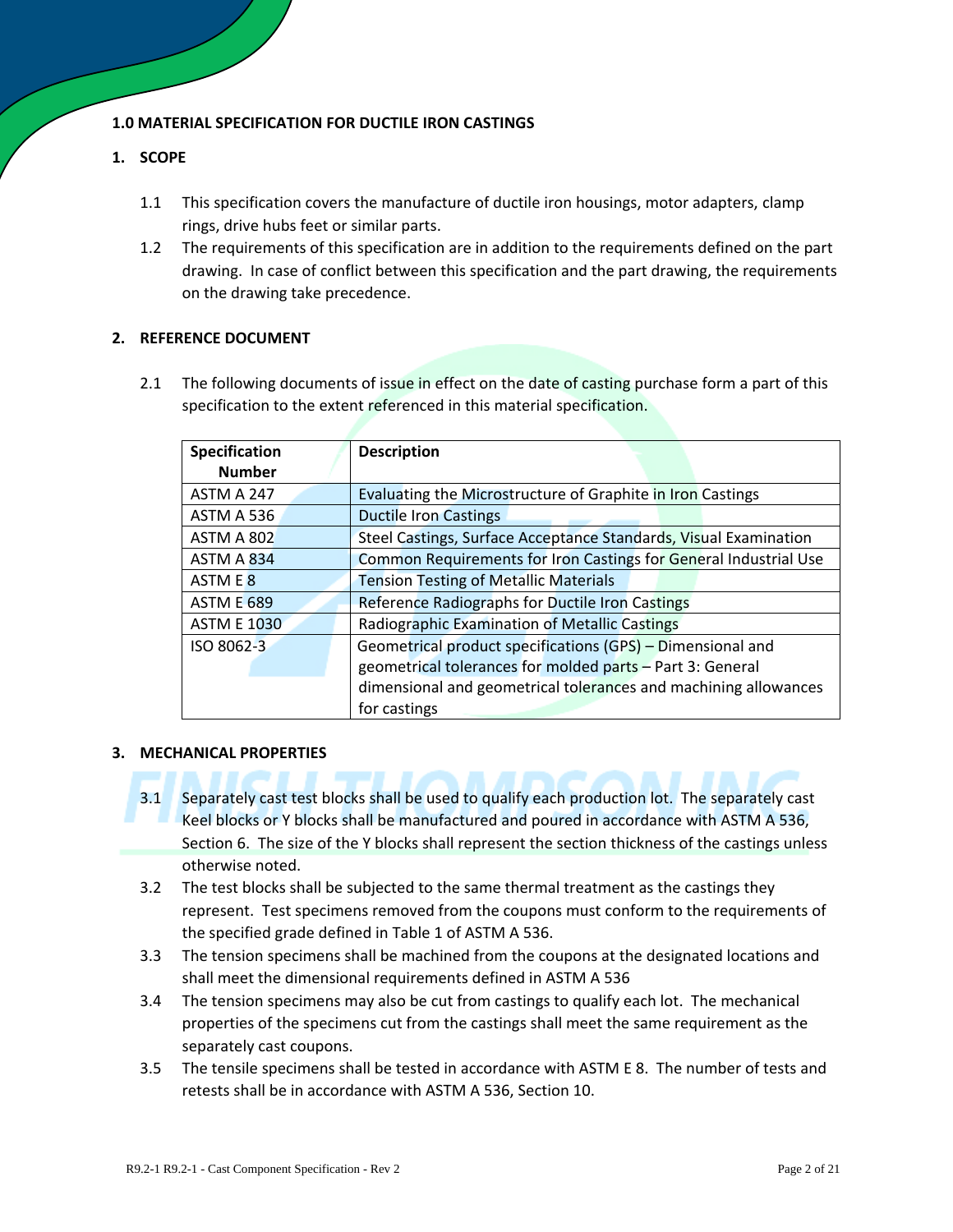## 1.0 MATERIAL SPECIFICATION FOR DUCTILE IRON CASTINGS

### 1. SCOPE

1.1 This specification covers the manufacture of ductile iron housings, motor adapters, clamp rings, drive hubs feet or similar parts.

1.2 The requirements of this specification are in addition to the requirements defined on the part drawing. In case of conflict between this specification and the part drawing, the requirements on the drawing take precedence.

### 2. REFERENCE DOCUMENT

2.1 The following documents of issue in effect on the date of casting purchase form a part of this specification to the extent referenced in this material specification.

| Specification Number | Description |
|---|---|
| ASTM A 247 | Evaluating the Microstructure of Graphite in Iron Castings |
| ASTM A 536 | Ductile Iron Castings |
| ASTM A 802 | Steel Castings, Surface Acceptance Standards, Visual Examination |
| ASTM A 834 | Common Requirements for Iron Castings for General Industrial Use |
| ASTM E 8 | Tension Testing of Metallic Materials |
| ASTM E 689 | Reference Radiographs for Ductile Iron Castings |
| ASTM E 1030 | Radiographic Examination of Metallic Castings |
| ISO 8062-3 | Geometrical product specifications (GPS) – Dimensional and geometrical tolerances for molded parts – Part 3: General dimensional and geometrical tolerances and machining allowances for castings |

### 3. MECHANICAL PROPERTIES

3.1 Separately cast test blocks shall be used to qualify each production lot. The separately cast Keel blocks or Y blocks shall be manufactured and poured in accordance with ASTM A 536, Section 6. The size of the Y blocks shall represent the section thickness of the castings unless otherwise noted.

3.2 The test blocks shall be subjected to the same thermal treatment as the castings they represent. Test specimens removed from the coupons must conform to the requirements of the specified grade defined in Table 1 of ASTM A 536.

3.3 The tension specimens shall be machined from the coupons at the designated locations and shall meet the dimensional requirements defined in ASTM A 536

3.4 The tension specimens may also be cut from castings to qualify each lot. The mechanical properties of the specimens cut from the castings shall meet the same requirement as the separately cast coupons.

3.5 The tensile specimens shall be tested in accordance with ASTM E 8. The number of tests and retests shall be in accordance with ASTM A 536, Section 10.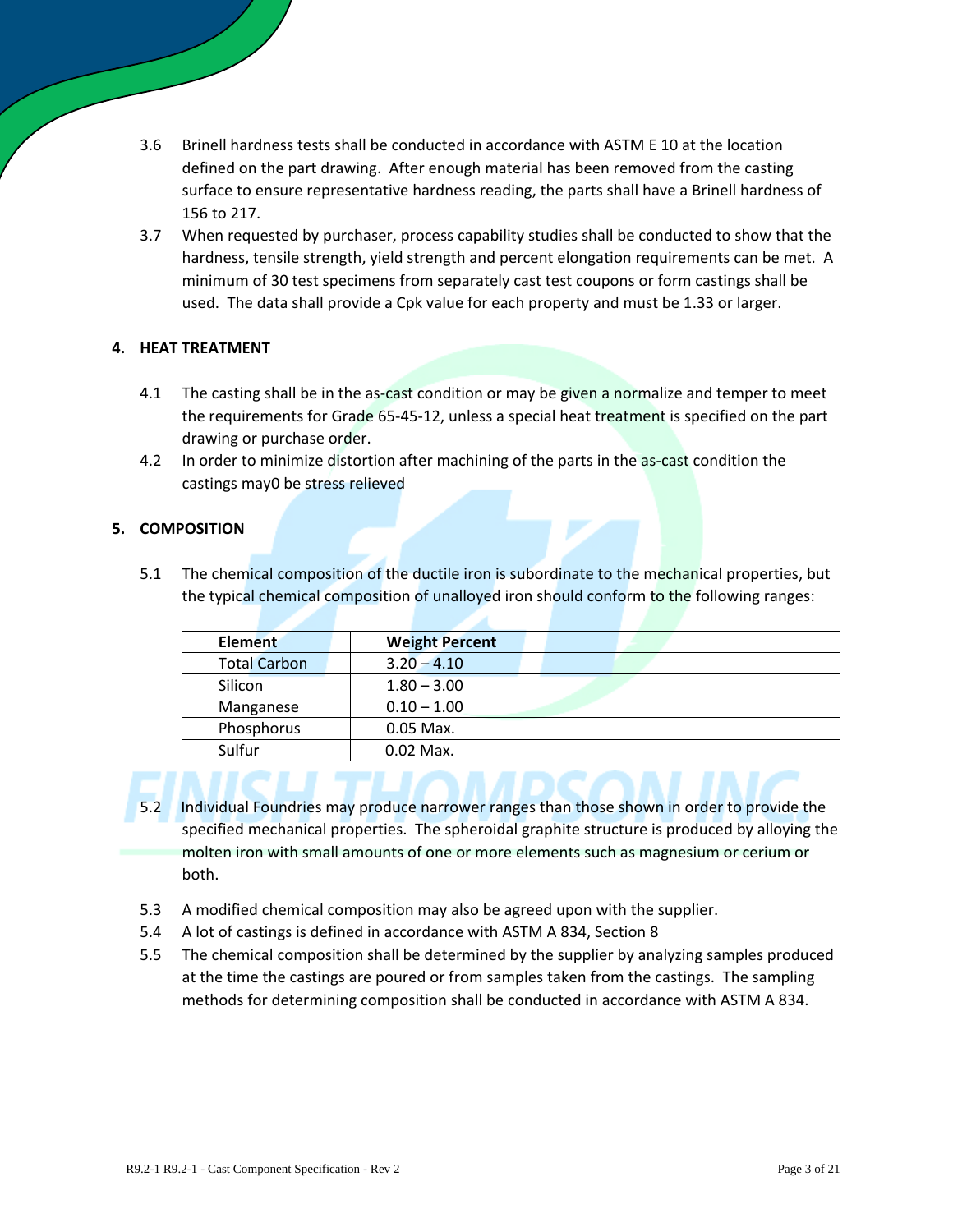3.6 Brinell hardness tests shall be conducted in accordance with ASTM E 10 at the location defined on the part drawing. After enough material has been removed from the casting surface to ensure representative hardness reading, the parts shall have a Brinell hardness of 156 to 217.

3.7 When requested by purchaser, process capability studies shall be conducted to show that the hardness, tensile strength, yield strength and percent elongation requirements can be met. A minimum of 30 test specimens from separately cast test coupons or form castings shall be used. The data shall provide a Cpk value for each property and must be 1.33 or larger.

## 4. HEAT TREATMENT

4.1 The casting shall be in the as-cast condition or may be given a normalize and temper to meet the requirements for Grade 65-45-12, unless a special heat treatment is specified on the part drawing or purchase order.

4.2 In order to minimize distortion after machining of the parts in the as-cast condition the castings may0 be stress relieved

## 5. COMPOSITION

5.1 The chemical composition of the ductile iron is subordinate to the mechanical properties, but the typical chemical composition of unalloyed iron should conform to the following ranges:

| Element | Weight Percent |
|---|---|
| Total Carbon | 3.20 – 4.10 |
| Silicon | 1.80 – 3.00 |
| Manganese | 0.10 – 1.00 |
| Phosphorus | 0.05 Max. |
| Sulfur | 0.02 Max. |

5.2 Individual Foundries may produce narrower ranges than those shown in order to provide the specified mechanical properties. The spheroidal graphite structure is produced by alloying the molten iron with small amounts of one or more elements such as magnesium or cerium or both.

5.3 A modified chemical composition may also be agreed upon with the supplier.

5.4 A lot of castings is defined in accordance with ASTM A 834, Section 8

5.5 The chemical composition shall be determined by the supplier by analyzing samples produced at the time the castings are poured or from samples taken from the castings. The sampling methods for determining composition shall be conducted in accordance with ASTM A 834.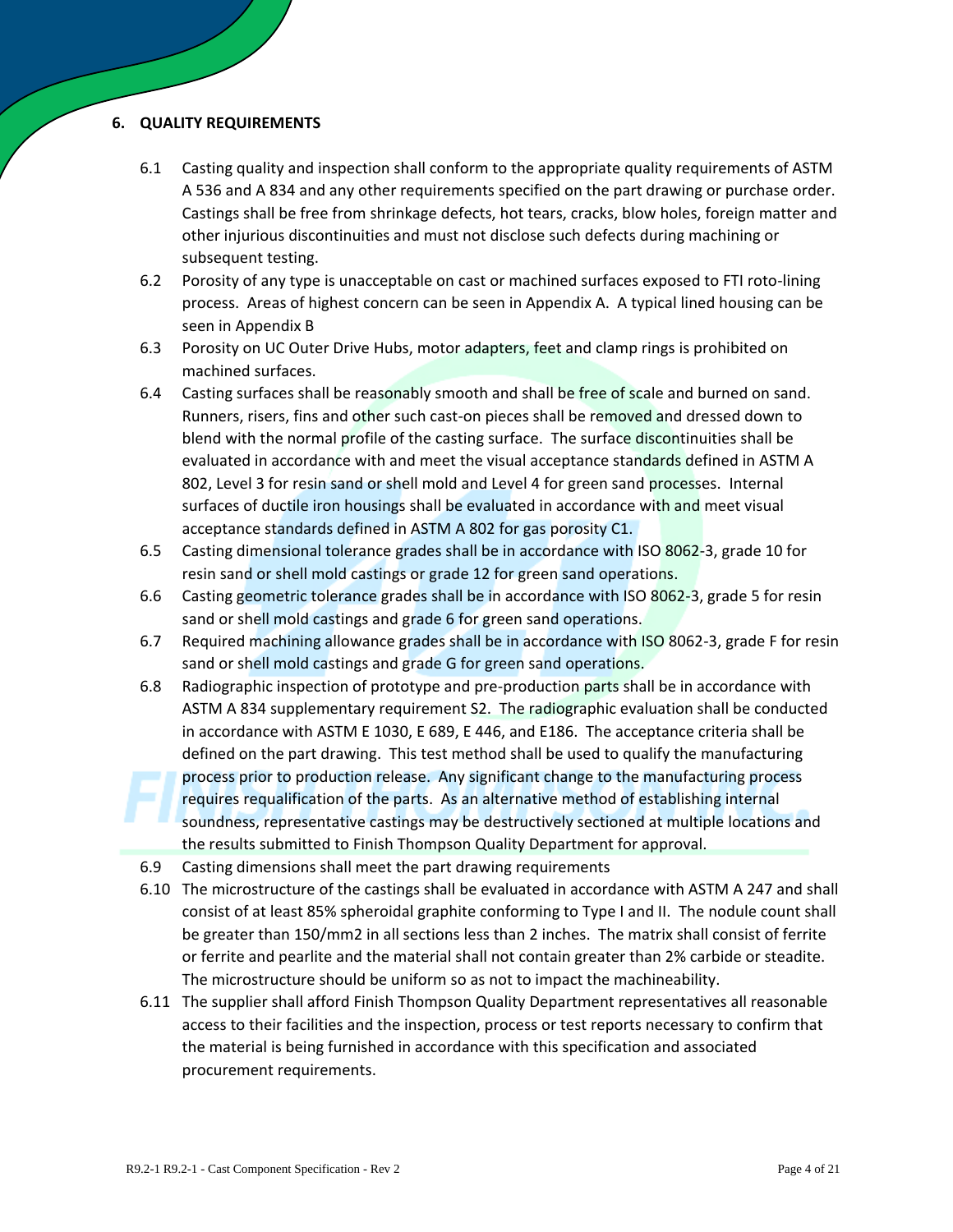## 6. QUALITY REQUIREMENTS

6.1 Casting quality and inspection shall conform to the appropriate quality requirements of ASTM A 536 and A 834 and any other requirements specified on the part drawing or purchase order. Castings shall be free from shrinkage defects, hot tears, cracks, blow holes, foreign matter and other injurious discontinuities and must not disclose such defects during machining or subsequent testing.

6.2 Porosity of any type is unacceptable on cast or machined surfaces exposed to FTI roto-lining process. Areas of highest concern can be seen in Appendix A. A typical lined housing can be seen in Appendix B

6.3 Porosity on UC Outer Drive Hubs, motor adapters, feet and clamp rings is prohibited on machined surfaces.

6.4 Casting surfaces shall be reasonably smooth and shall be free of scale and burned on sand. Runners, risers, fins and other such cast-on pieces shall be removed and dressed down to blend with the normal profile of the casting surface. The surface discontinuities shall be evaluated in accordance with and meet the visual acceptance standards defined in ASTM A 802, Level 3 for resin sand or shell mold and Level 4 for green sand processes. Internal surfaces of ductile iron housings shall be evaluated in accordance with and meet visual acceptance standards defined in ASTM A 802 for gas porosity C1.

6.5 Casting dimensional tolerance grades shall be in accordance with ISO 8062-3, grade 10 for resin sand or shell mold castings or grade 12 for green sand operations.

6.6 Casting geometric tolerance grades shall be in accordance with ISO 8062-3, grade 5 for resin sand or shell mold castings and grade 6 for green sand operations.

6.7 Required machining allowance grades shall be in accordance with ISO 8062-3, grade F for resin sand or shell mold castings and grade G for green sand operations.

6.8 Radiographic inspection of prototype and pre-production parts shall be in accordance with ASTM A 834 supplementary requirement S2. The radiographic evaluation shall be conducted in accordance with ASTM E 1030, E 689, E 446, and E186. The acceptance criteria shall be defined on the part drawing. This test method shall be used to qualify the manufacturing process prior to production release. Any significant change to the manufacturing process requires requalification of the parts. As an alternative method of establishing internal soundness, representative castings may be destructively sectioned at multiple locations and the results submitted to Finish Thompson Quality Department for approval.

6.9 Casting dimensions shall meet the part drawing requirements

6.10 The microstructure of the castings shall be evaluated in accordance with ASTM A 247 and shall consist of at least 85% spheroidal graphite conforming to Type I and II. The nodule count shall be greater than 150/mm2 in all sections less than 2 inches. The matrix shall consist of ferrite or ferrite and pearlite and the material shall not contain greater than 2% carbide or steadite. The microstructure should be uniform so as not to impact the machineability.

6.11 The supplier shall afford Finish Thompson Quality Department representatives all reasonable access to their facilities and the inspection, process or test reports necessary to confirm that the material is being furnished in accordance with this specification and associated procurement requirements.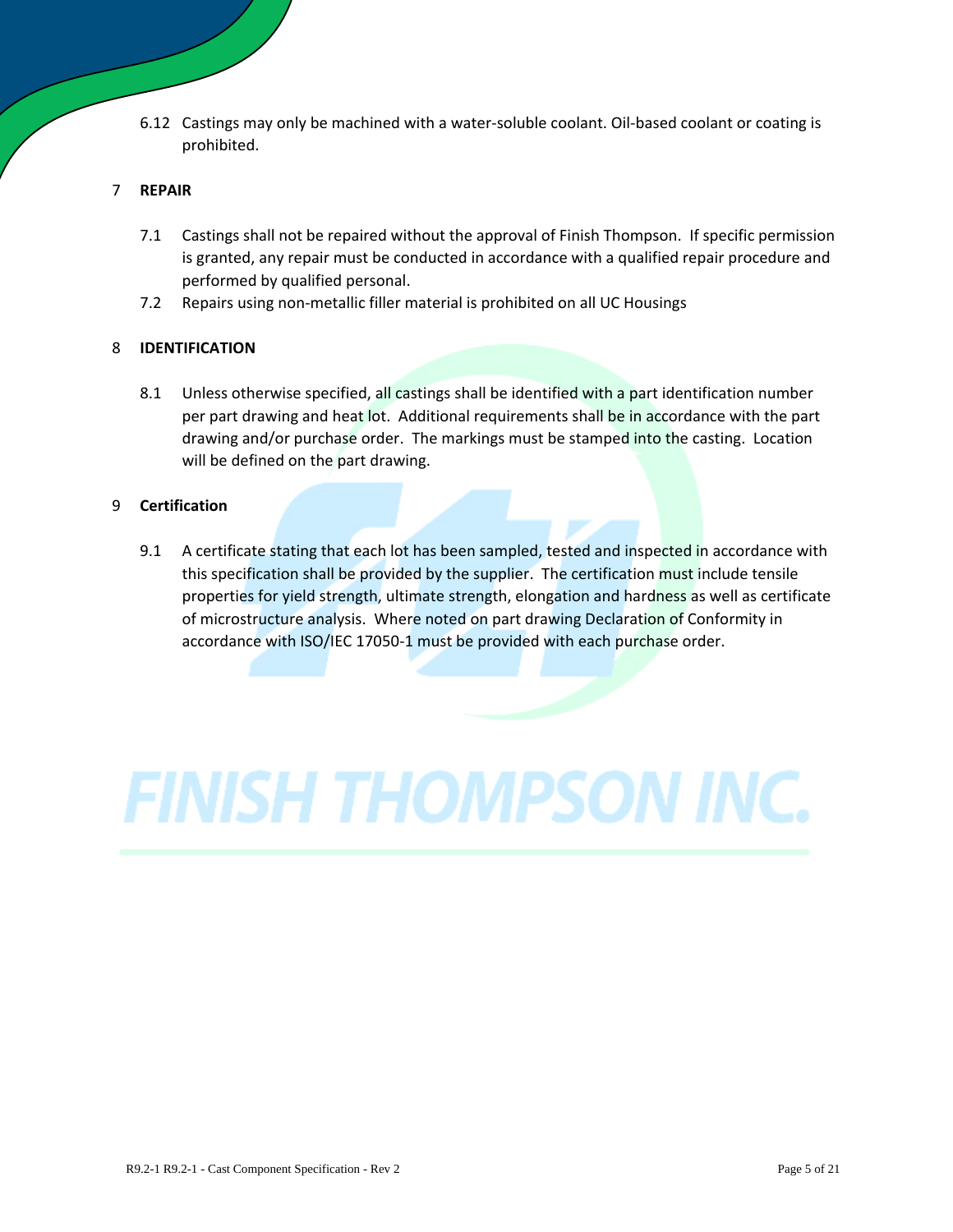6.12 Castings may only be machined with a water-soluble coolant. Oil-based coolant or coating is prohibited.

## 7 REPAIR

7.1 Castings shall not be repaired without the approval of Finish Thompson. If specific permission is granted, any repair must be conducted in accordance with a qualified repair procedure and performed by qualified personal.

7.2 Repairs using non-metallic filler material is prohibited on all UC Housings

## 8 IDENTIFICATION

8.1 Unless otherwise specified, all castings shall be identified with a part identification number per part drawing and heat lot. Additional requirements shall be in accordance with the part drawing and/or purchase order. The markings must be stamped into the casting. Location will be defined on the part drawing.

## 9 Certification

9.1 A certificate stating that each lot has been sampled, tested and inspected in accordance with this specification shall be provided by the supplier. The certification must include tensile properties for yield strength, ultimate strength, elongation and hardness as well as certificate of microstructure analysis. Where noted on part drawing Declaration of Conformity in accordance with ISO/IEC 17050-1 must be provided with each purchase order.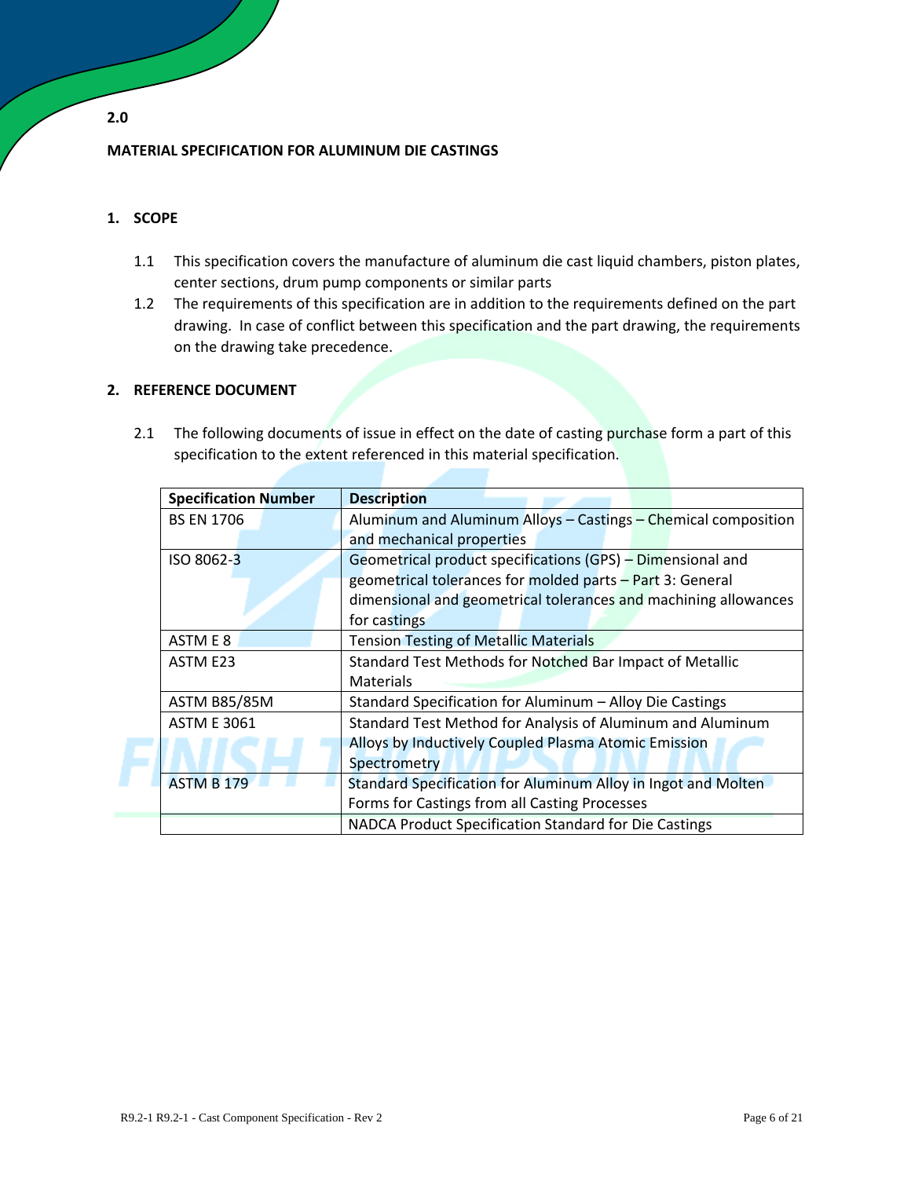## 2.0

## MATERIAL SPECIFICATION FOR ALUMINUM DIE CASTINGS

### 1. SCOPE

1.1 This specification covers the manufacture of aluminum die cast liquid chambers, piston plates, center sections, drum pump components or similar parts

1.2 The requirements of this specification are in addition to the requirements defined on the part drawing. In case of conflict between this specification and the part drawing, the requirements on the drawing take precedence.

### 2. REFERENCE DOCUMENT

2.1 The following documents of issue in effect on the date of casting purchase form a part of this specification to the extent referenced in this material specification.

| Specification Number | Description |
|---|---|
| BS EN 1706 | Aluminum and Aluminum Alloys – Castings – Chemical composition and mechanical properties |
| ISO 8062-3 | Geometrical product specifications (GPS) – Dimensional and geometrical tolerances for molded parts – Part 3: General dimensional and geometrical tolerances and machining allowances for castings |
| ASTM E 8 | Tension Testing of Metallic Materials |
| ASTM E23 | Standard Test Methods for Notched Bar Impact of Metallic Materials |
| ASTM B85/85M | Standard Specification for Aluminum – Alloy Die Castings |
| ASTM E 3061 | Standard Test Method for Analysis of Aluminum and Aluminum Alloys by Inductively Coupled Plasma Atomic Emission Spectrometry |
| ASTM B 179 | Standard Specification for Aluminum Alloy in Ingot and Molten Forms for Castings from all Casting Processes |
| | NADCA Product Specification Standard for Die Castings |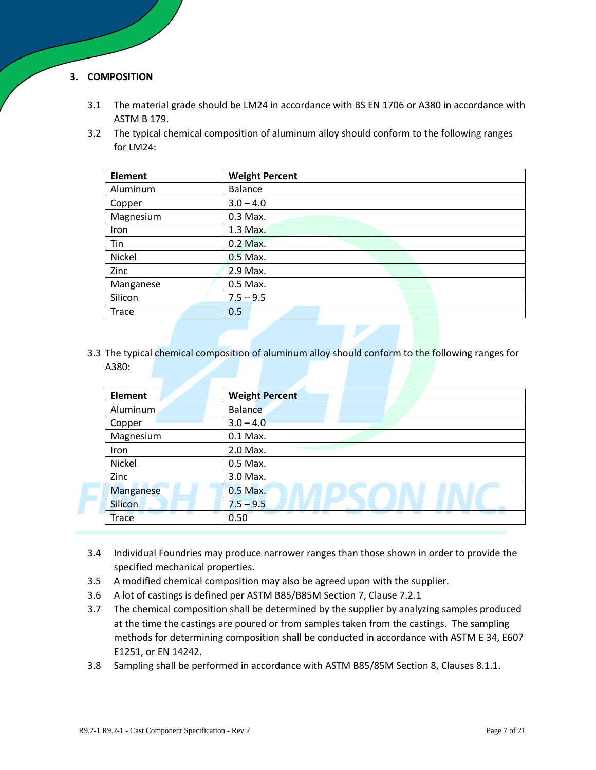## 3. COMPOSITION

3.1 The material grade should be LM24 in accordance with BS EN 1706 or A380 in accordance with ASTM B 179.

3.2 The typical chemical composition of aluminum alloy should conform to the following ranges for LM24:

| Element | Weight Percent |
|---|---|
| Aluminum | Balance |
| Copper | 3.0 – 4.0 |
| Magnesium | 0.3 Max. |
| Iron | 1.3 Max. |
| Tin | 0.2 Max. |
| Nickel | 0.5 Max. |
| Zinc | 2.9 Max. |
| Manganese | 0.5 Max. |
| Silicon | 7.5 – 9.5 |
| Trace | 0.5 |

3.3 The typical chemical composition of aluminum alloy should conform to the following ranges for A380:

| Element | Weight Percent |
|---|---|
| Aluminum | Balance |
| Copper | 3.0 – 4.0 |
| Magnesium | 0.1 Max. |
| Iron | 2.0 Max. |
| Nickel | 0.5 Max. |
| Zinc | 3.0 Max. |
| Manganese | 0.5 Max. |
| Silicon | 7.5 – 9.5 |
| Trace | 0.50 |

3.4 Individual Foundries may produce narrower ranges than those shown in order to provide the specified mechanical properties.

3.5 A modified chemical composition may also be agreed upon with the supplier.

3.6 A lot of castings is defined per ASTM B85/B85M Section 7, Clause 7.2.1

3.7 The chemical composition shall be determined by the supplier by analyzing samples produced at the time the castings are poured or from samples taken from the castings. The sampling methods for determining composition shall be conducted in accordance with ASTM E 34, E607 E1251, or EN 14242.

3.8 Sampling shall be performed in accordance with ASTM B85/85M Section 8, Clauses 8.1.1.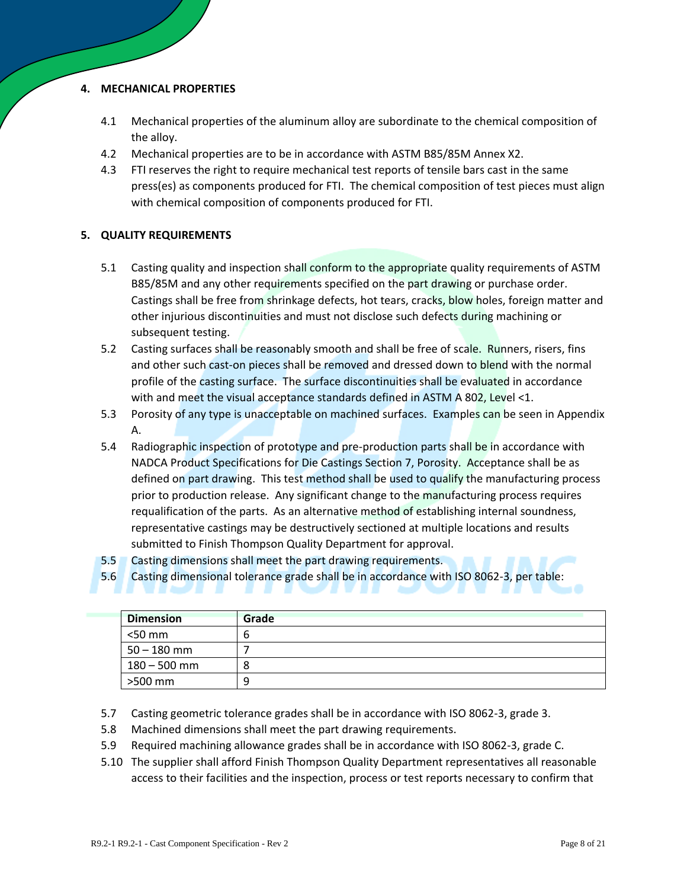## 4. MECHANICAL PROPERTIES

4.1 Mechanical properties of the aluminum alloy are subordinate to the chemical composition of the alloy.

4.2 Mechanical properties are to be in accordance with ASTM B85/85M Annex X2.

4.3 FTI reserves the right to require mechanical test reports of tensile bars cast in the same press(es) as components produced for FTI. The chemical composition of test pieces must align with chemical composition of components produced for FTI.

## 5. QUALITY REQUIREMENTS

5.1 Casting quality and inspection shall conform to the appropriate quality requirements of ASTM B85/85M and any other requirements specified on the part drawing or purchase order. Castings shall be free from shrinkage defects, hot tears, cracks, blow holes, foreign matter and other injurious discontinuities and must not disclose such defects during machining or subsequent testing.

5.2 Casting surfaces shall be reasonably smooth and shall be free of scale. Runners, risers, fins and other such cast-on pieces shall be removed and dressed down to blend with the normal profile of the casting surface. The surface discontinuities shall be evaluated in accordance with and meet the visual acceptance standards defined in ASTM A 802, Level <1.

5.3 Porosity of any type is unacceptable on machined surfaces. Examples can be seen in Appendix A.

5.4 Radiographic inspection of prototype and pre-production parts shall be in accordance with NADCA Product Specifications for Die Castings Section 7, Porosity. Acceptance shall be as defined on part drawing. This test method shall be used to qualify the manufacturing process prior to production release. Any significant change to the manufacturing process requires requalification of the parts. As an alternative method of establishing internal soundness, representative castings may be destructively sectioned at multiple locations and results submitted to Finish Thompson Quality Department for approval.

5.5 Casting dimensions shall meet the part drawing requirements.

5.6 Casting dimensional tolerance grade shall be in accordance with ISO 8062-3, per table:

| Dimension | Grade |
|---|---|
| <50 mm | 6 |
| 50 – 180 mm | 7 |
| 180 – 500 mm | 8 |
| >500 mm | 9 |

5.7 Casting geometric tolerance grades shall be in accordance with ISO 8062-3, grade 3.

5.8 Machined dimensions shall meet the part drawing requirements.

5.9 Required machining allowance grades shall be in accordance with ISO 8062-3, grade C.

5.10 The supplier shall afford Finish Thompson Quality Department representatives all reasonable access to their facilities and the inspection, process or test reports necessary to confirm that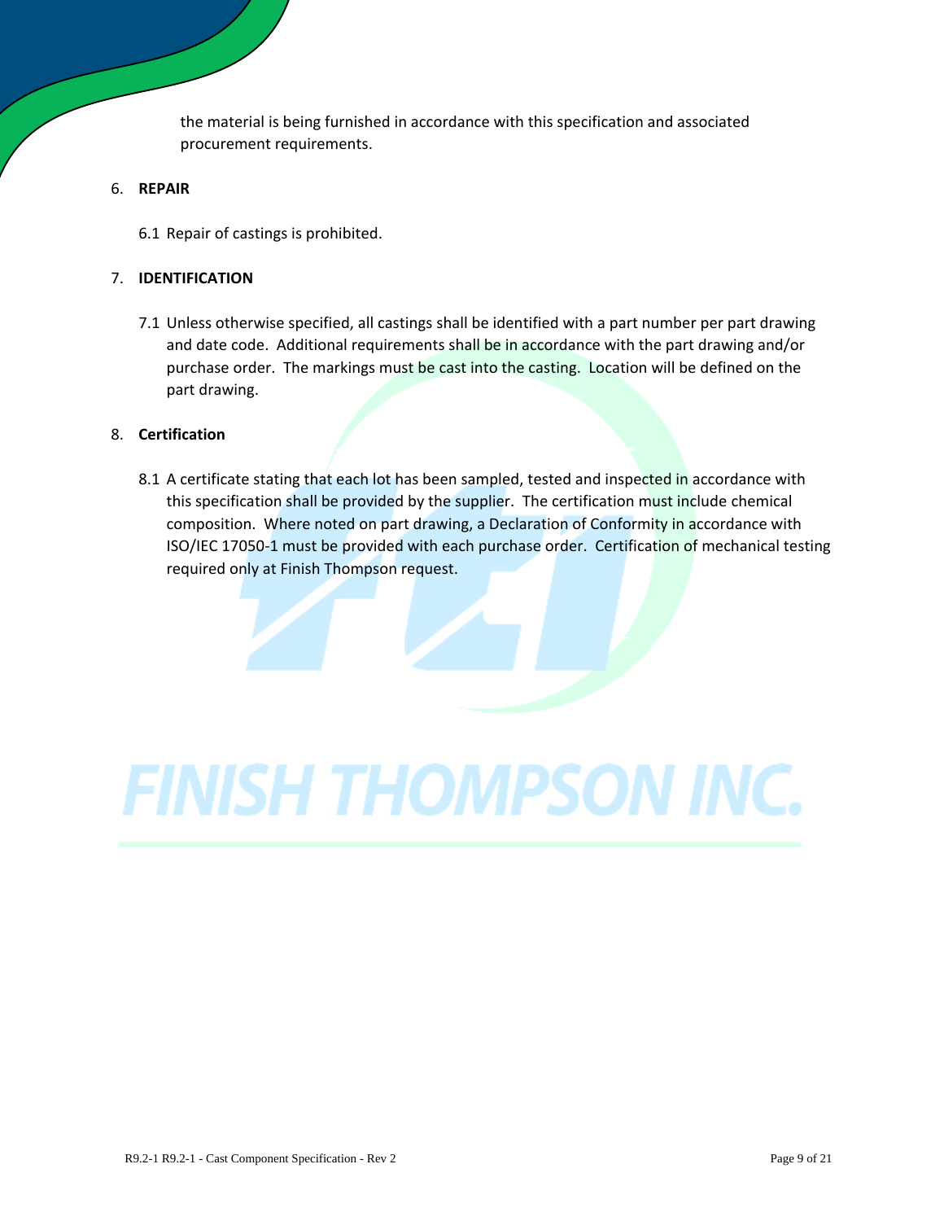the material is being furnished in accordance with this specification and associated procurement requirements.

6. **REPAIR**

6.1 Repair of castings is prohibited.

7. **IDENTIFICATION**

7.1 Unless otherwise specified, all castings shall be identified with a part number per part drawing and date code. Additional requirements shall be in accordance with the part drawing and/or purchase order. The markings must be cast into the casting. Location will be defined on the part drawing.

8. **Certification**

8.1 A certificate stating that each lot has been sampled, tested and inspected in accordance with this specification shall be provided by the supplier. The certification must include chemical composition. Where noted on part drawing, a Declaration of Conformity in accordance with ISO/IEC 17050-1 must be provided with each purchase order. Certification of mechanical testing required only at Finish Thompson request.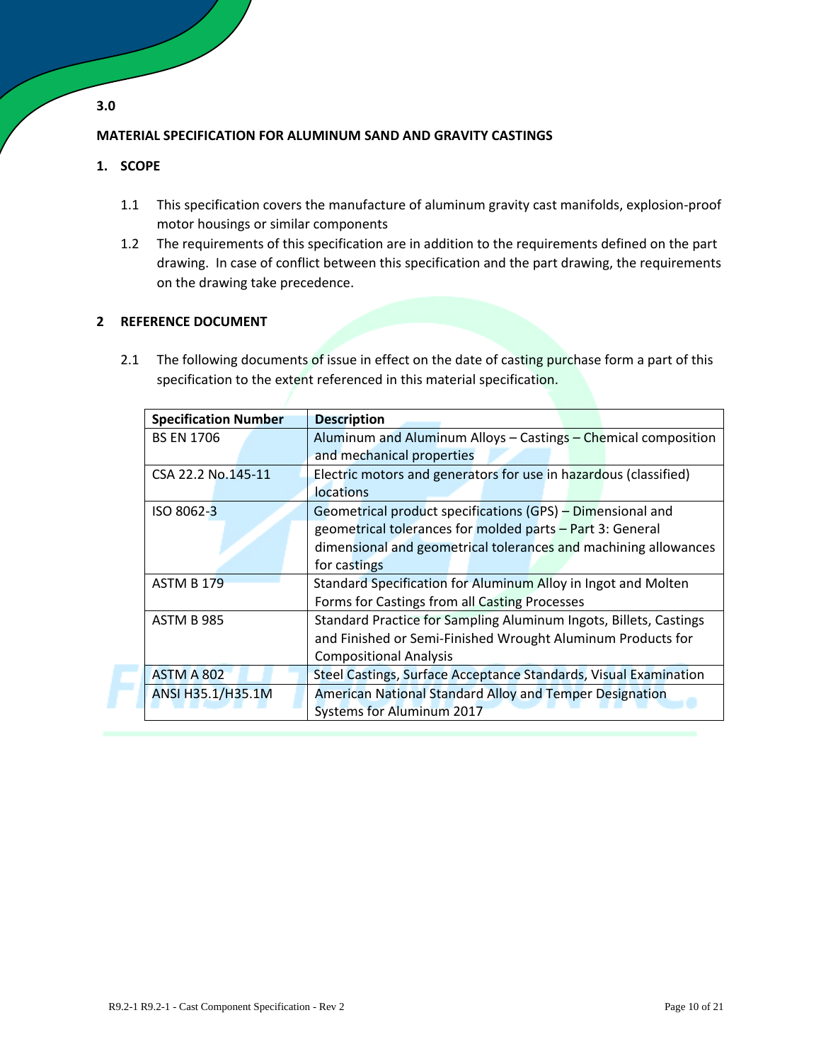**3.0**

**MATERIAL SPECIFICATION FOR ALUMINUM SAND AND GRAVITY CASTINGS**

## 1. SCOPE

1.1 This specification covers the manufacture of aluminum gravity cast manifolds, explosion-proof motor housings or similar components

1.2 The requirements of this specification are in addition to the requirements defined on the part drawing. In case of conflict between this specification and the part drawing, the requirements on the drawing take precedence.

## 2 REFERENCE DOCUMENT

2.1 The following documents of issue in effect on the date of casting purchase form a part of this specification to the extent referenced in this material specification.

| **Specification Number** | **Description** |
|---|---|
| BS EN 1706 | Aluminum and Aluminum Alloys – Castings – Chemical composition and mechanical properties |
| CSA 22.2 No.145-11 | Electric motors and generators for use in hazardous (classified) locations |
| ISO 8062-3 | Geometrical product specifications (GPS) – Dimensional and geometrical tolerances for molded parts – Part 3: General dimensional and geometrical tolerances and machining allowances for castings |
| ASTM B 179 | Standard Specification for Aluminum Alloy in Ingot and Molten Forms for Castings from all Casting Processes |
| ASTM B 985 | Standard Practice for Sampling Aluminum Ingots, Billets, Castings and Finished or Semi-Finished Wrought Aluminum Products for Compositional Analysis |
| ASTM A 802 | Steel Castings, Surface Acceptance Standards, Visual Examination |
| ANSI H35.1/H35.1M | American National Standard Alloy and Temper Designation Systems for Aluminum 2017 |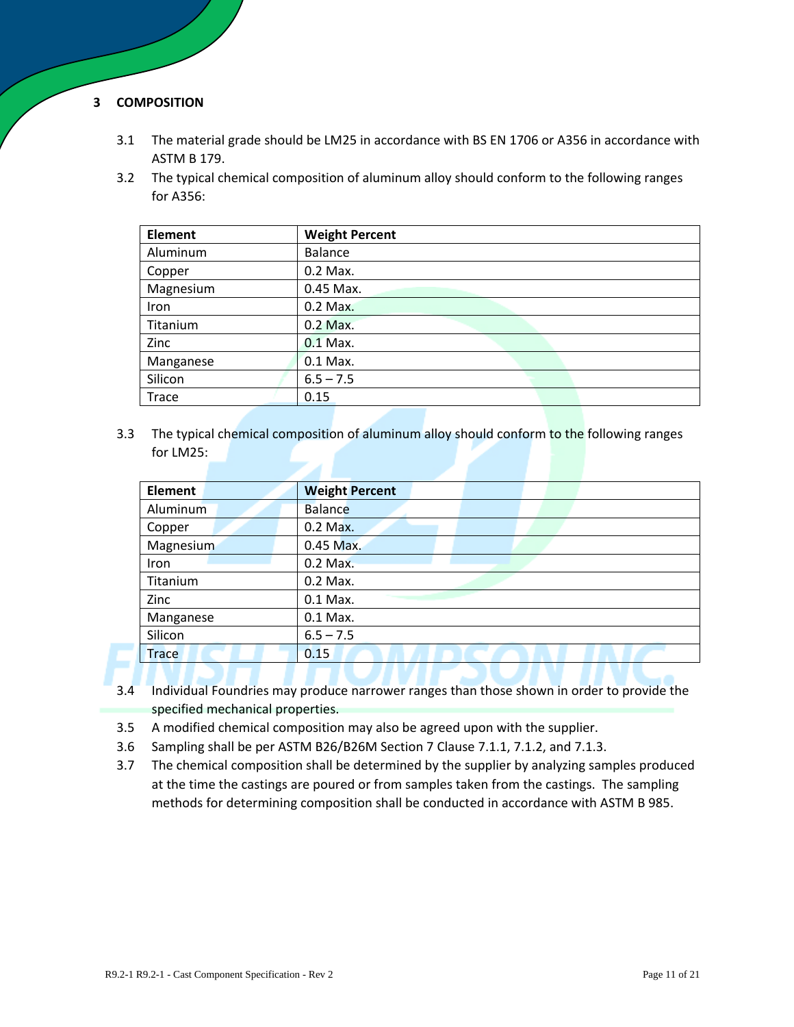## 3 COMPOSITION

3.1 The material grade should be LM25 in accordance with BS EN 1706 or A356 in accordance with ASTM B 179.

3.2 The typical chemical composition of aluminum alloy should conform to the following ranges for A356:

| Element | Weight Percent |
|---|---|
| Aluminum | Balance |
| Copper | 0.2 Max. |
| Magnesium | 0.45 Max. |
| Iron | 0.2 Max. |
| Titanium | 0.2 Max. |
| Zinc | 0.1 Max. |
| Manganese | 0.1 Max. |
| Silicon | 6.5 – 7.5 |
| Trace | 0.15 |

3.3 The typical chemical composition of aluminum alloy should conform to the following ranges for LM25:

| Element | Weight Percent |
|---|---|
| Aluminum | Balance |
| Copper | 0.2 Max. |
| Magnesium | 0.45 Max. |
| Iron | 0.2 Max. |
| Titanium | 0.2 Max. |
| Zinc | 0.1 Max. |
| Manganese | 0.1 Max. |
| Silicon | 6.5 – 7.5 |
| Trace | 0.15 |

3.4 Individual Foundries may produce narrower ranges than those shown in order to provide the specified mechanical properties.

3.5 A modified chemical composition may also be agreed upon with the supplier.

3.6 Sampling shall be per ASTM B26/B26M Section 7 Clause 7.1.1, 7.1.2, and 7.1.3.

3.7 The chemical composition shall be determined by the supplier by analyzing samples produced at the time the castings are poured or from samples taken from the castings. The sampling methods for determining composition shall be conducted in accordance with ASTM B 985.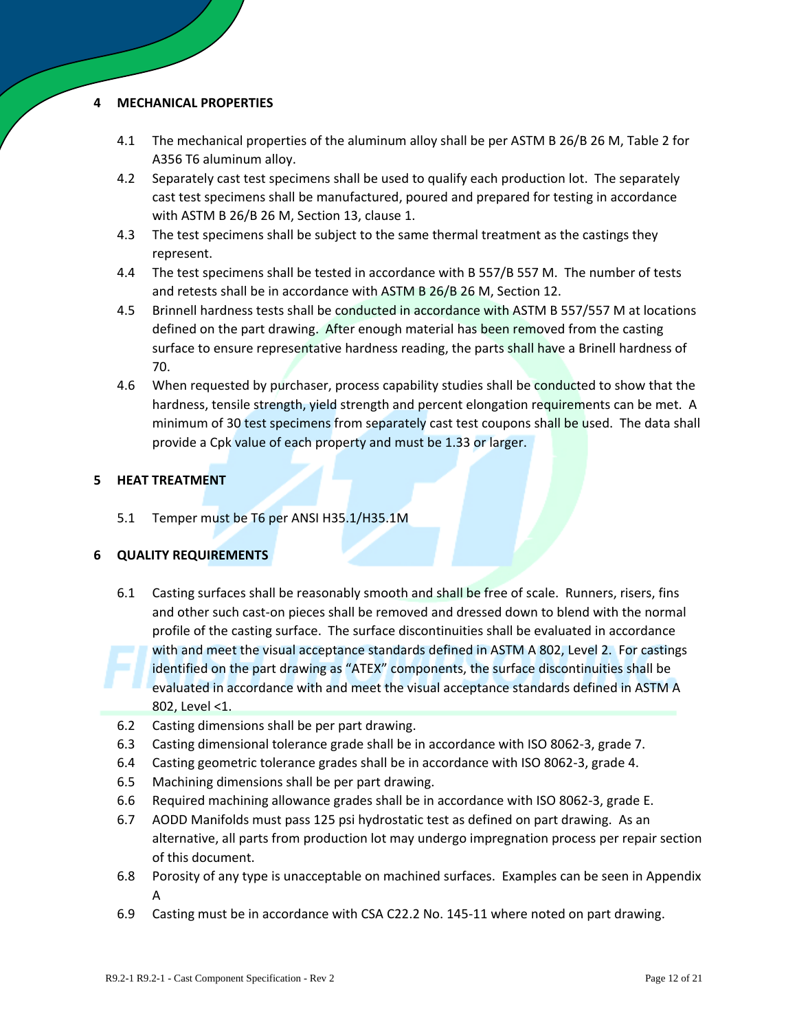## 4 MECHANICAL PROPERTIES

4.1 The mechanical properties of the aluminum alloy shall be per ASTM B 26/B 26 M, Table 2 for A356 T6 aluminum alloy.

4.2 Separately cast test specimens shall be used to qualify each production lot. The separately cast test specimens shall be manufactured, poured and prepared for testing in accordance with ASTM B 26/B 26 M, Section 13, clause 1.

4.3 The test specimens shall be subject to the same thermal treatment as the castings they represent.

4.4 The test specimens shall be tested in accordance with B 557/B 557 M. The number of tests and retests shall be in accordance with ASTM B 26/B 26 M, Section 12.

4.5 Brinnell hardness tests shall be conducted in accordance with ASTM B 557/557 M at locations defined on the part drawing. After enough material has been removed from the casting surface to ensure representative hardness reading, the parts shall have a Brinell hardness of 70.

4.6 When requested by purchaser, process capability studies shall be conducted to show that the hardness, tensile strength, yield strength and percent elongation requirements can be met. A minimum of 30 test specimens from separately cast test coupons shall be used. The data shall provide a Cpk value of each property and must be 1.33 or larger.

## 5 HEAT TREATMENT

5.1 Temper must be T6 per ANSI H35.1/H35.1M

## 6 QUALITY REQUIREMENTS

6.1 Casting surfaces shall be reasonably smooth and shall be free of scale. Runners, risers, fins and other such cast-on pieces shall be removed and dressed down to blend with the normal profile of the casting surface. The surface discontinuities shall be evaluated in accordance with and meet the visual acceptance standards defined in ASTM A 802, Level 2. For castings identified on the part drawing as "ATEX" components, the surface discontinuities shall be evaluated in accordance with and meet the visual acceptance standards defined in ASTM A 802, Level <1.

6.2 Casting dimensions shall be per part drawing.

6.3 Casting dimensional tolerance grade shall be in accordance with ISO 8062-3, grade 7.

6.4 Casting geometric tolerance grades shall be in accordance with ISO 8062-3, grade 4.

6.5 Machining dimensions shall be per part drawing.

6.6 Required machining allowance grades shall be in accordance with ISO 8062-3, grade E.

6.7 AODD Manifolds must pass 125 psi hydrostatic test as defined on part drawing. As an alternative, all parts from production lot may undergo impregnation process per repair section of this document.

6.8 Porosity of any type is unacceptable on machined surfaces. Examples can be seen in Appendix A

6.9 Casting must be in accordance with CSA C22.2 No. 145-11 where noted on part drawing.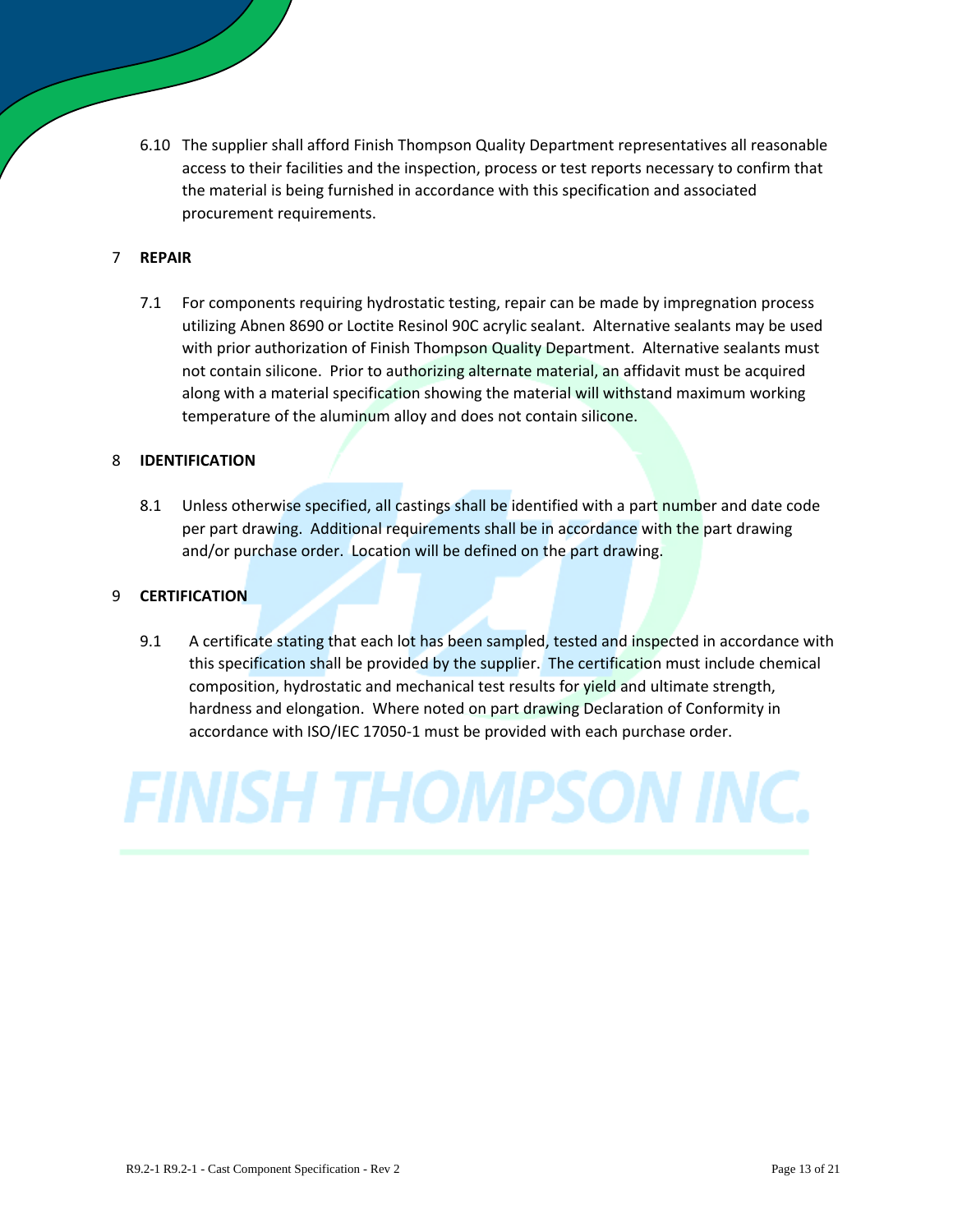6.10 The supplier shall afford Finish Thompson Quality Department representatives all reasonable access to their facilities and the inspection, process or test reports necessary to confirm that the material is being furnished in accordance with this specification and associated procurement requirements.

## 7 REPAIR

7.1 For components requiring hydrostatic testing, repair can be made by impregnation process utilizing Abnen 8690 or Loctite Resinol 90C acrylic sealant. Alternative sealants may be used with prior authorization of Finish Thompson Quality Department. Alternative sealants must not contain silicone. Prior to authorizing alternate material, an affidavit must be acquired along with a material specification showing the material will withstand maximum working temperature of the aluminum alloy and does not contain silicone.

## 8 IDENTIFICATION

8.1 Unless otherwise specified, all castings shall be identified with a part number and date code per part drawing. Additional requirements shall be in accordance with the part drawing and/or purchase order. Location will be defined on the part drawing.

## 9 CERTIFICATION

9.1 A certificate stating that each lot has been sampled, tested and inspected in accordance with this specification shall be provided by the supplier. The certification must include chemical composition, hydrostatic and mechanical test results for yield and ultimate strength, hardness and elongation. Where noted on part drawing Declaration of Conformity in accordance with ISO/IEC 17050-1 must be provided with each purchase order.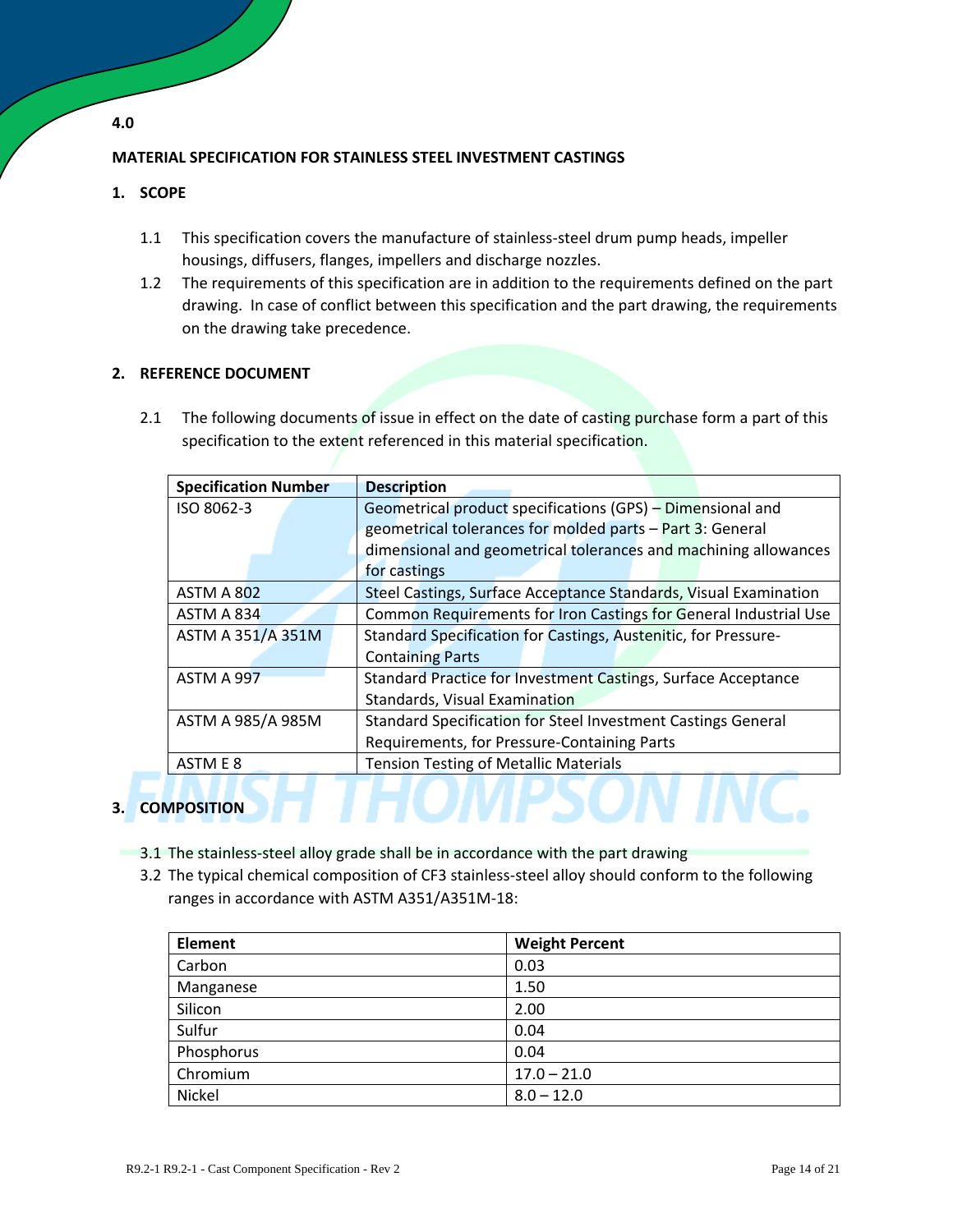**4.0**

## MATERIAL SPECIFICATION FOR STAINLESS STEEL INVESTMENT CASTINGS

### 1. SCOPE

1.1 This specification covers the manufacture of stainless-steel drum pump heads, impeller housings, diffusers, flanges, impellers and discharge nozzles.

1.2 The requirements of this specification are in addition to the requirements defined on the part drawing. In case of conflict between this specification and the part drawing, the requirements on the drawing take precedence.

### 2. REFERENCE DOCUMENT

2.1 The following documents of issue in effect on the date of casting purchase form a part of this specification to the extent referenced in this material specification.

| Specification Number | Description |
|---|---|
| ISO 8062-3 | Geometrical product specifications (GPS) – Dimensional and geometrical tolerances for molded parts – Part 3: General dimensional and geometrical tolerances and machining allowances for castings |
| ASTM A 802 | Steel Castings, Surface Acceptance Standards, Visual Examination |
| ASTM A 834 | Common Requirements for Iron Castings for General Industrial Use |
| ASTM A 351/A 351M | Standard Specification for Castings, Austenitic, for Pressure-Containing Parts |
| ASTM A 997 | Standard Practice for Investment Castings, Surface Acceptance Standards, Visual Examination |
| ASTM A 985/A 985M | Standard Specification for Steel Investment Castings General Requirements, for Pressure-Containing Parts |
| ASTM E 8 | Tension Testing of Metallic Materials |

### 3. COMPOSITION

3.1 The stainless-steel alloy grade shall be in accordance with the part drawing

3.2 The typical chemical composition of CF3 stainless-steel alloy should conform to the following ranges in accordance with ASTM A351/A351M-18:

| Element | Weight Percent |
|---|---|
| Carbon | 0.03 |
| Manganese | 1.50 |
| Silicon | 2.00 |
| Sulfur | 0.04 |
| Phosphorus | 0.04 |
| Chromium | 17.0 – 21.0 |
| Nickel | 8.0 – 12.0 |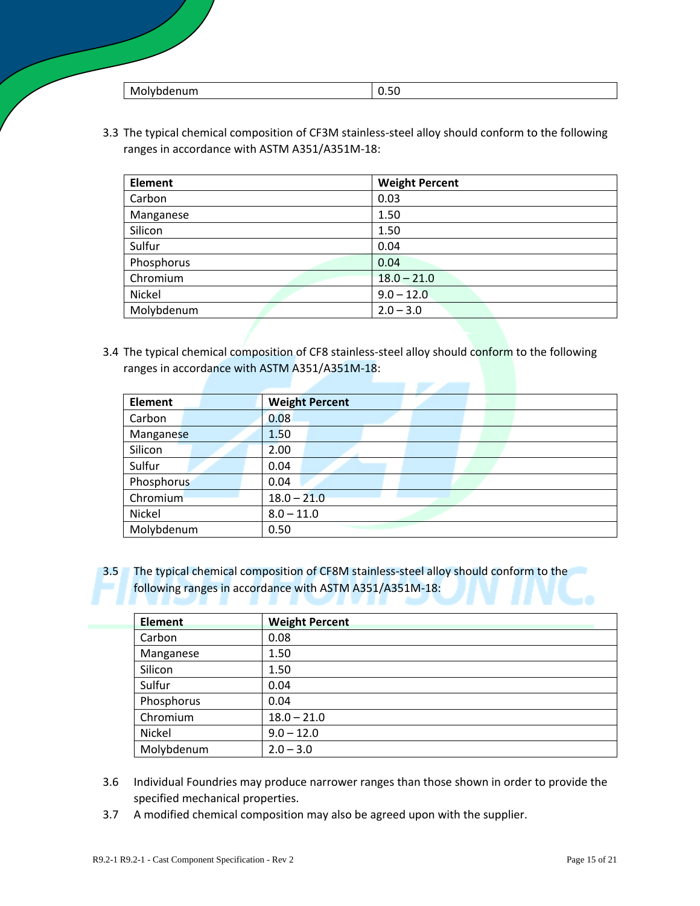| Molybdenum | 0.50 |
|---|---|

3.3 The typical chemical composition of CF3M stainless-steel alloy should conform to the following ranges in accordance with ASTM A351/A351M-18:

| Element | Weight Percent |
|---|---|
| Carbon | 0.03 |
| Manganese | 1.50 |
| Silicon | 1.50 |
| Sulfur | 0.04 |
| Phosphorus | 0.04 |
| Chromium | 18.0 – 21.0 |
| Nickel | 9.0 – 12.0 |
| Molybdenum | 2.0 – 3.0 |

3.4 The typical chemical composition of CF8 stainless-steel alloy should conform to the following ranges in accordance with ASTM A351/A351M-18:

| Element | Weight Percent |
|---|---|
| Carbon | 0.08 |
| Manganese | 1.50 |
| Silicon | 2.00 |
| Sulfur | 0.04 |
| Phosphorus | 0.04 |
| Chromium | 18.0 – 21.0 |
| Nickel | 8.0 – 11.0 |
| Molybdenum | 0.50 |

3.5 The typical chemical composition of CF8M stainless-steel alloy should conform to the following ranges in accordance with ASTM A351/A351M-18:

| Element | Weight Percent |
|---|---|
| Carbon | 0.08 |
| Manganese | 1.50 |
| Silicon | 1.50 |
| Sulfur | 0.04 |
| Phosphorus | 0.04 |
| Chromium | 18.0 – 21.0 |
| Nickel | 9.0 – 12.0 |
| Molybdenum | 2.0 – 3.0 |

3.6 Individual Foundries may produce narrower ranges than those shown in order to provide the specified mechanical properties.

3.7 A modified chemical composition may also be agreed upon with the supplier.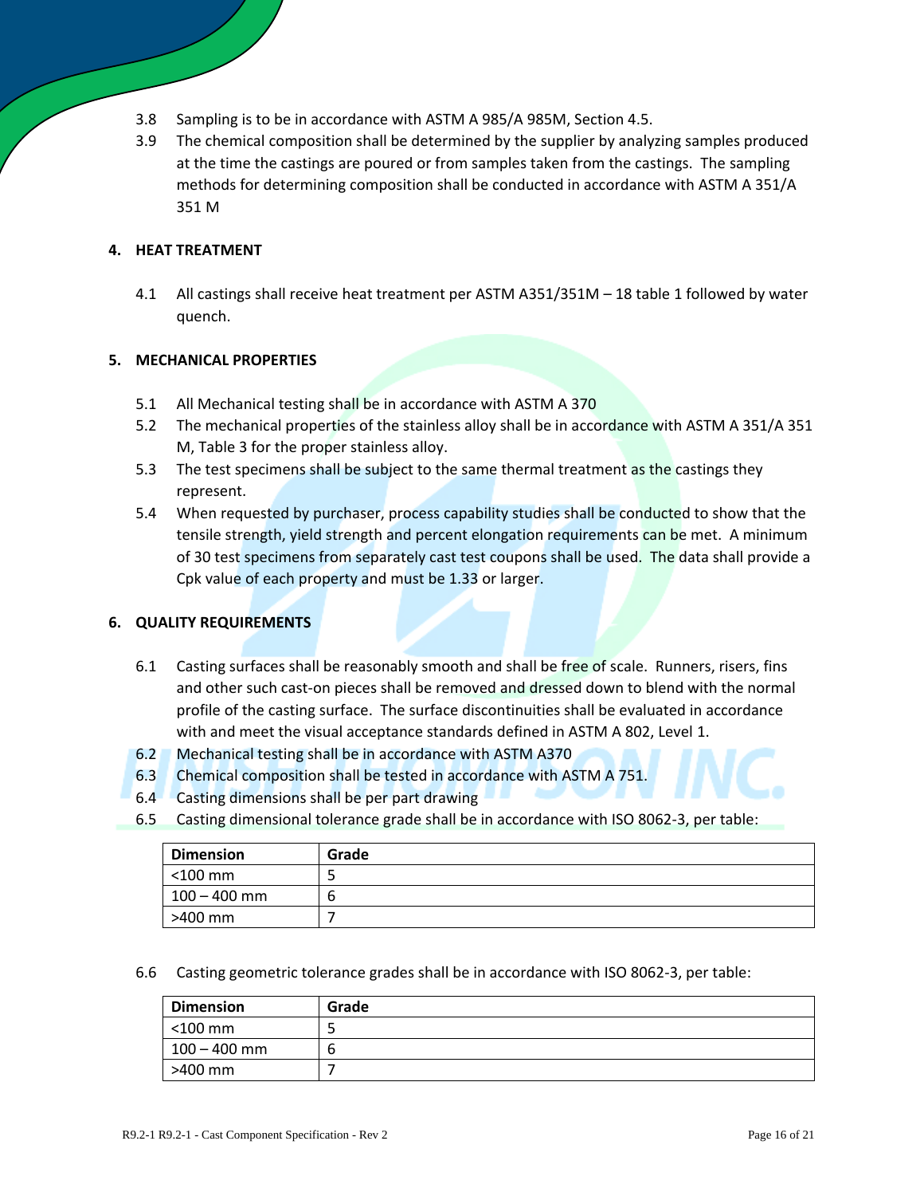3.8 Sampling is to be in accordance with ASTM A 985/A 985M, Section 4.5.

3.9 The chemical composition shall be determined by the supplier by analyzing samples produced at the time the castings are poured or from samples taken from the castings. The sampling methods for determining composition shall be conducted in accordance with ASTM A 351/A 351 M

## 4. HEAT TREATMENT

4.1 All castings shall receive heat treatment per ASTM A351/351M – 18 table 1 followed by water quench.

## 5. MECHANICAL PROPERTIES

5.1 All Mechanical testing shall be in accordance with ASTM A 370

5.2 The mechanical properties of the stainless alloy shall be in accordance with ASTM A 351/A 351 M, Table 3 for the proper stainless alloy.

5.3 The test specimens shall be subject to the same thermal treatment as the castings they represent.

5.4 When requested by purchaser, process capability studies shall be conducted to show that the tensile strength, yield strength and percent elongation requirements can be met. A minimum of 30 test specimens from separately cast test coupons shall be used. The data shall provide a Cpk value of each property and must be 1.33 or larger.

## 6. QUALITY REQUIREMENTS

6.1 Casting surfaces shall be reasonably smooth and shall be free of scale. Runners, risers, fins and other such cast-on pieces shall be removed and dressed down to blend with the normal profile of the casting surface. The surface discontinuities shall be evaluated in accordance with and meet the visual acceptance standards defined in ASTM A 802, Level 1.

6.2 Mechanical testing shall be in accordance with ASTM A370

6.3 Chemical composition shall be tested in accordance with ASTM A 751.

6.4 Casting dimensions shall be per part drawing

6.5 Casting dimensional tolerance grade shall be in accordance with ISO 8062-3, per table:

| Dimension | Grade |
|---|---|
| <100 mm | 5 |
| 100 – 400 mm | 6 |
| >400 mm | 7 |

6.6 Casting geometric tolerance grades shall be in accordance with ISO 8062-3, per table:

| Dimension | Grade |
|---|---|
| <100 mm | 5 |
| 100 – 400 mm | 6 |
| >400 mm | 7 |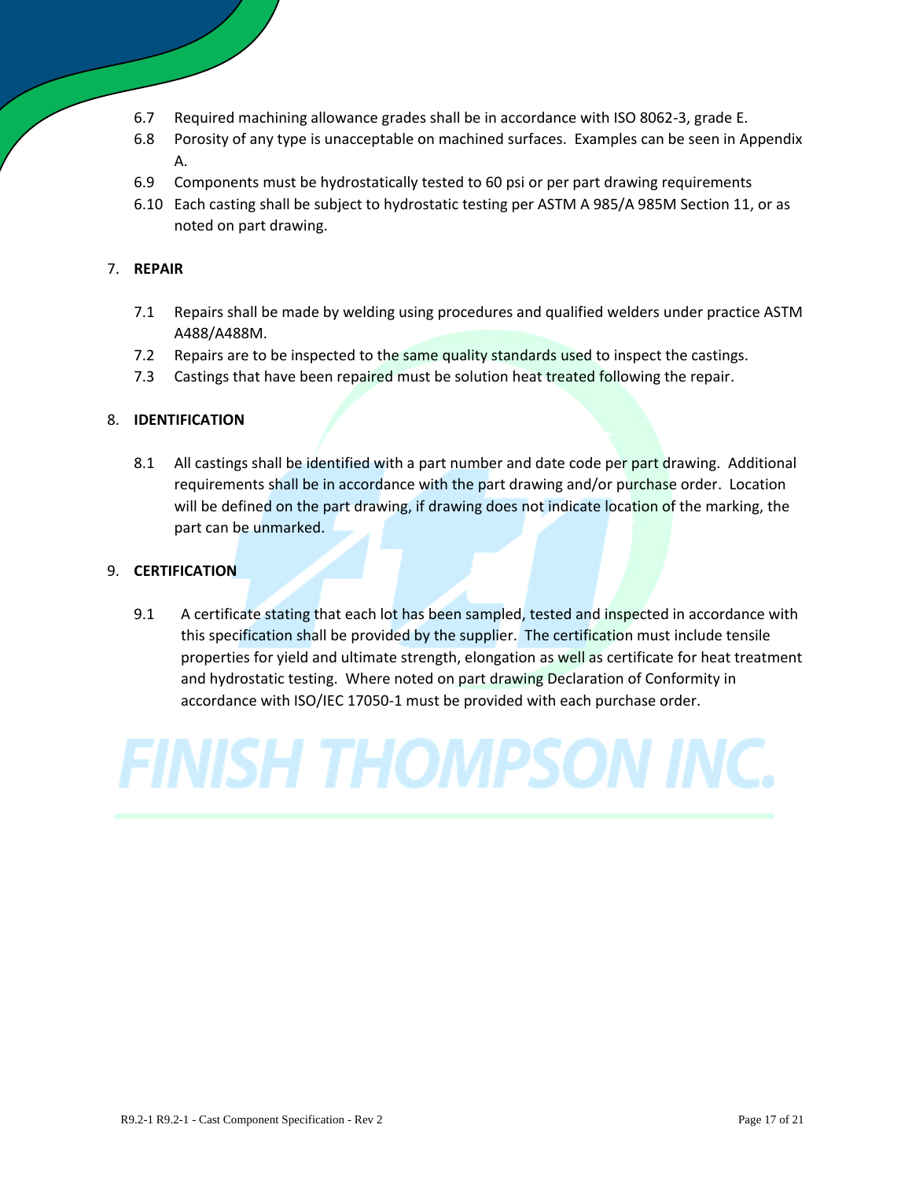6.7 Required machining allowance grades shall be in accordance with ISO 8062-3, grade E.

6.8 Porosity of any type is unacceptable on machined surfaces. Examples can be seen in Appendix A.

6.9 Components must be hydrostatically tested to 60 psi or per part drawing requirements

6.10 Each casting shall be subject to hydrostatic testing per ASTM A 985/A 985M Section 11, or as noted on part drawing.

7. **REPAIR**

7.1 Repairs shall be made by welding using procedures and qualified welders under practice ASTM A488/A488M.

7.2 Repairs are to be inspected to the same quality standards used to inspect the castings.

7.3 Castings that have been repaired must be solution heat treated following the repair.

8. **IDENTIFICATION**

8.1 All castings shall be identified with a part number and date code per part drawing. Additional requirements shall be in accordance with the part drawing and/or purchase order. Location will be defined on the part drawing, if drawing does not indicate location of the marking, the part can be unmarked.

9. **CERTIFICATION**

9.1 A certificate stating that each lot has been sampled, tested and inspected in accordance with this specification shall be provided by the supplier. The certification must include tensile properties for yield and ultimate strength, elongation as well as certificate for heat treatment and hydrostatic testing. Where noted on part drawing Declaration of Conformity in accordance with ISO/IEC 17050-1 must be provided with each purchase order.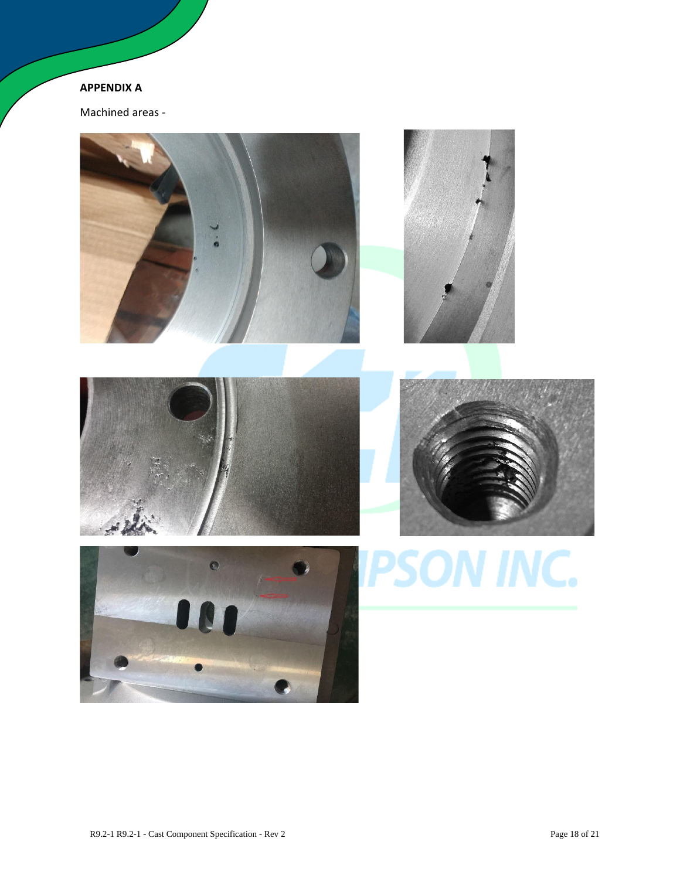**APPENDIX A**

Machined areas -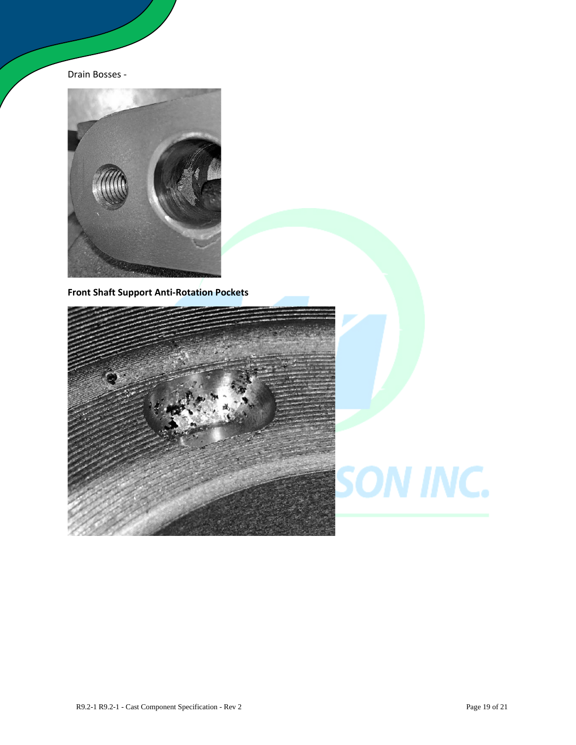Drain Bosses -

**Front Shaft Support Anti-Rotation Pockets**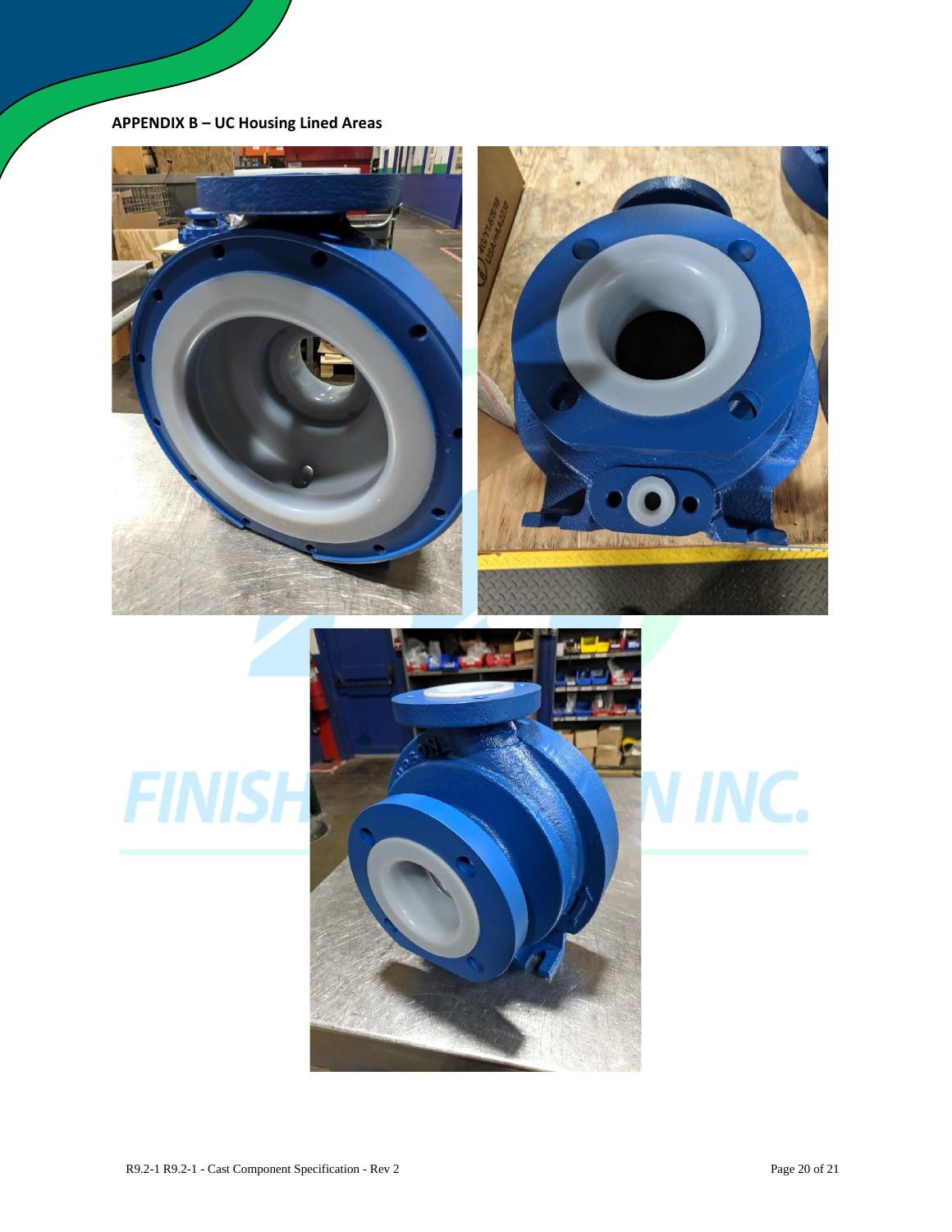**APPENDIX B – UC Housing Lined Areas**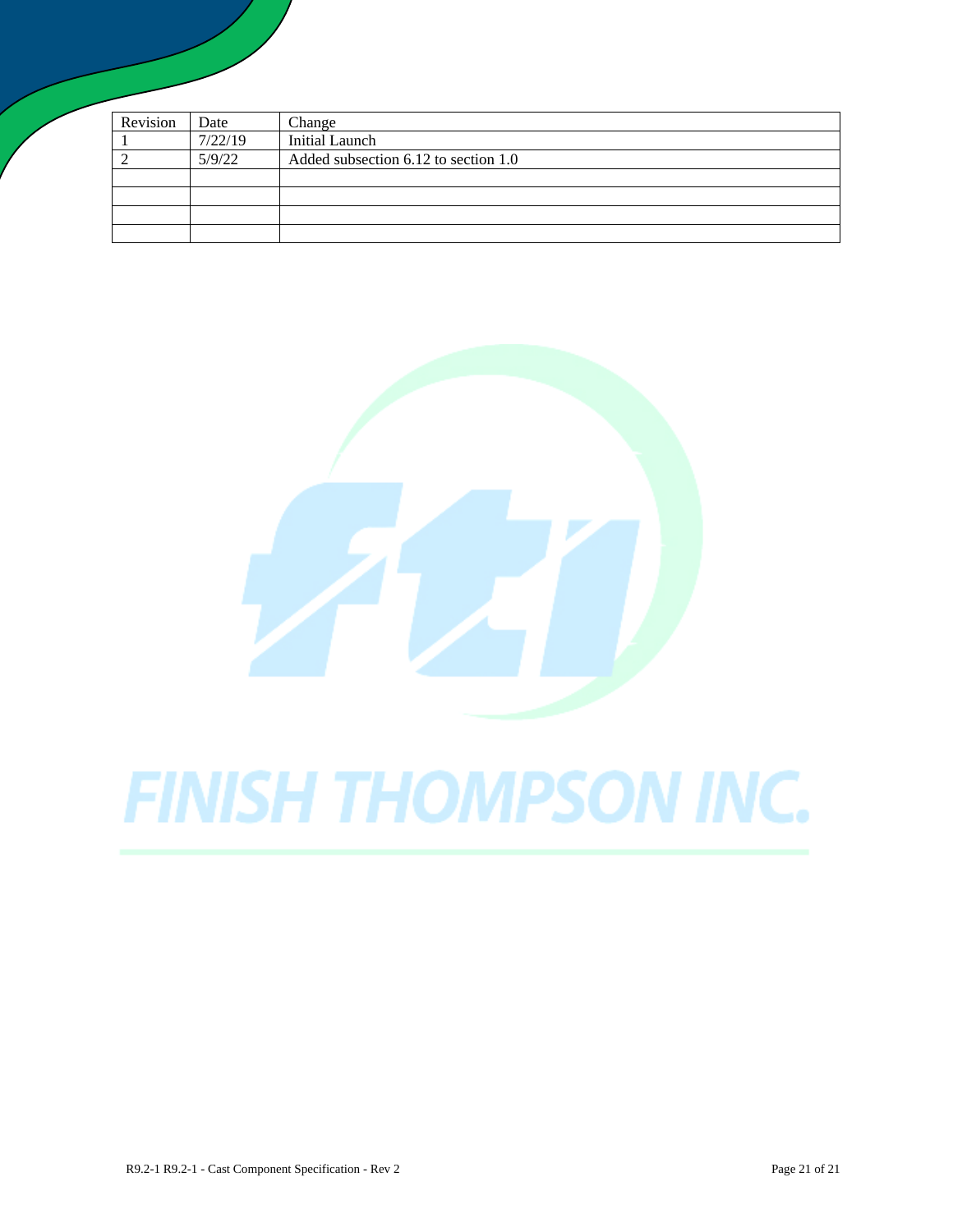| Revision | Date | Change |
| --- | --- | --- |
| 1 | 7/22/19 | Initial Launch |
| 2 | 5/9/22 | Added subsection 6.12 to section 1.0 |
| | | |
| | | |
| | | |
| | | |